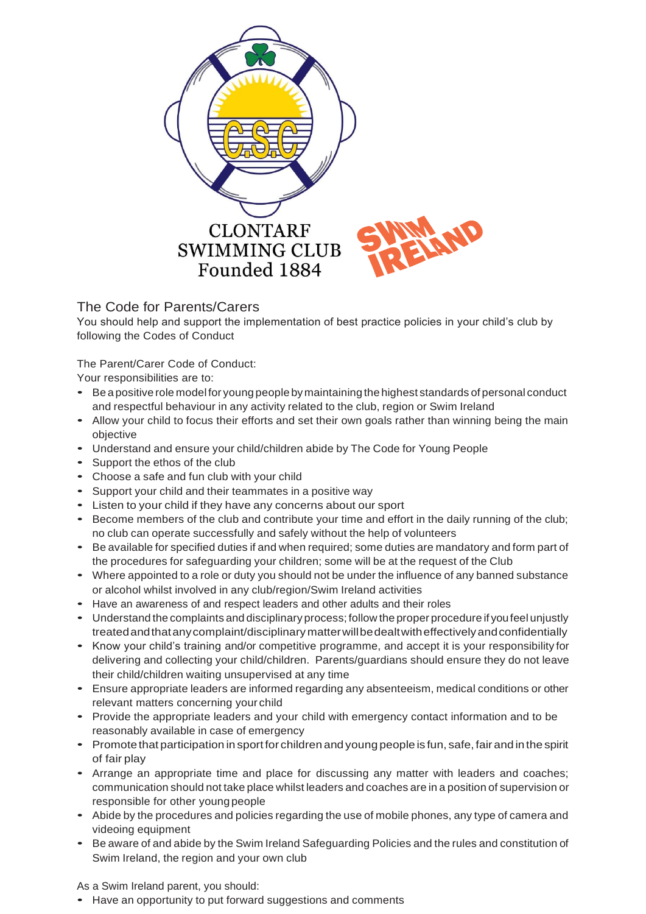CLONTARF SWIMMING CLUB
Founded 1884

## The Code for Parents/Carers

You should help and support the implementation of best practice policies in your child's club by following the Codes of Conduct

The Parent/Carer Code of Conduct:
Your responsibilities are to:

- Be a positive role model for young people by maintaining the highest standards of personal conduct and respectful behaviour in any activity related to the club, region or Swim Ireland
- Allow your child to focus their efforts and set their own goals rather than winning being the main objective
- Understand and ensure your child/children abide by The Code for Young People
- Support the ethos of the club
- Choose a safe and fun club with your child
- Support your child and their teammates in a positive way
- Listen to your child if they have any concerns about our sport
- Become members of the club and contribute your time and effort in the daily running of the club; no club can operate successfully and safely without the help of volunteers
- Be available for specified duties if and when required; some duties are mandatory and form part of the procedures for safeguarding your children; some will be at the request of the Club
- Where appointed to a role or duty you should not be under the influence of any banned substance or alcohol whilst involved in any club/region/Swim Ireland activities
- Have an awareness of and respect leaders and other adults and their roles
- Understand the complaints and disciplinary process; follow the proper procedure if you feel unjustly treated and that any complaint/disciplinary matter will be dealt with effectively and confidentially
- Know your child's training and/or competitive programme, and accept it is your responsibility for delivering and collecting your child/children. Parents/guardians should ensure they do not leave their child/children waiting unsupervised at any time
- Ensure appropriate leaders are informed regarding any absenteeism, medical conditions or other relevant matters concerning your child
- Provide the appropriate leaders and your child with emergency contact information and to be reasonably available in case of emergency
- Promote that participation in sport for children and young people is fun, safe, fair and in the spirit of fair play
- Arrange an appropriate time and place for discussing any matter with leaders and coaches; communication should not take place whilst leaders and coaches are in a position of supervision or responsible for other young people
- Abide by the procedures and policies regarding the use of mobile phones, any type of camera and videoing equipment
- Be aware of and abide by the Swim Ireland Safeguarding Policies and the rules and constitution of Swim Ireland, the region and your own club

As a Swim Ireland parent, you should:

- Have an opportunity to put forward suggestions and comments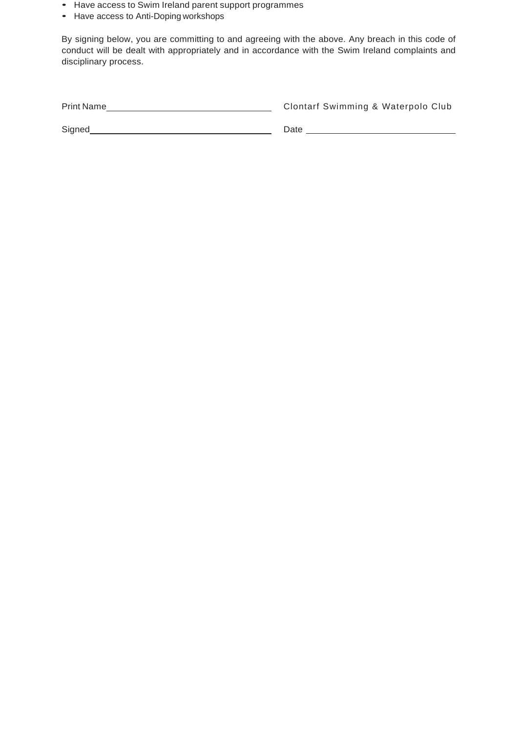- Have access to Swim Ireland parent support programmes
- Have access to Anti-Doping workshops

By signing below, you are committing to and agreeing with the above. Any breach in this code of conduct will be dealt with appropriately and in accordance with the Swim Ireland complaints and disciplinary process.

Print Name\_\_\_\_\_\_\_\_\_\_\_\_\_\_\_\_\_\_\_\_\_\_\_\_\_\_\_\_\_\_ Clontarf Swimming & Waterpolo Club

Signed\_\_\_\_\_\_\_\_\_\_\_\_\_\_\_\_\_\_\_\_\_\_\_\_\_\_\_\_\_\_\_\_\_\_ Date \_\_\_\_\_\_\_\_\_\_\_\_\_\_\_\_\_\_\_\_\_\_\_\_\_\_\_\_